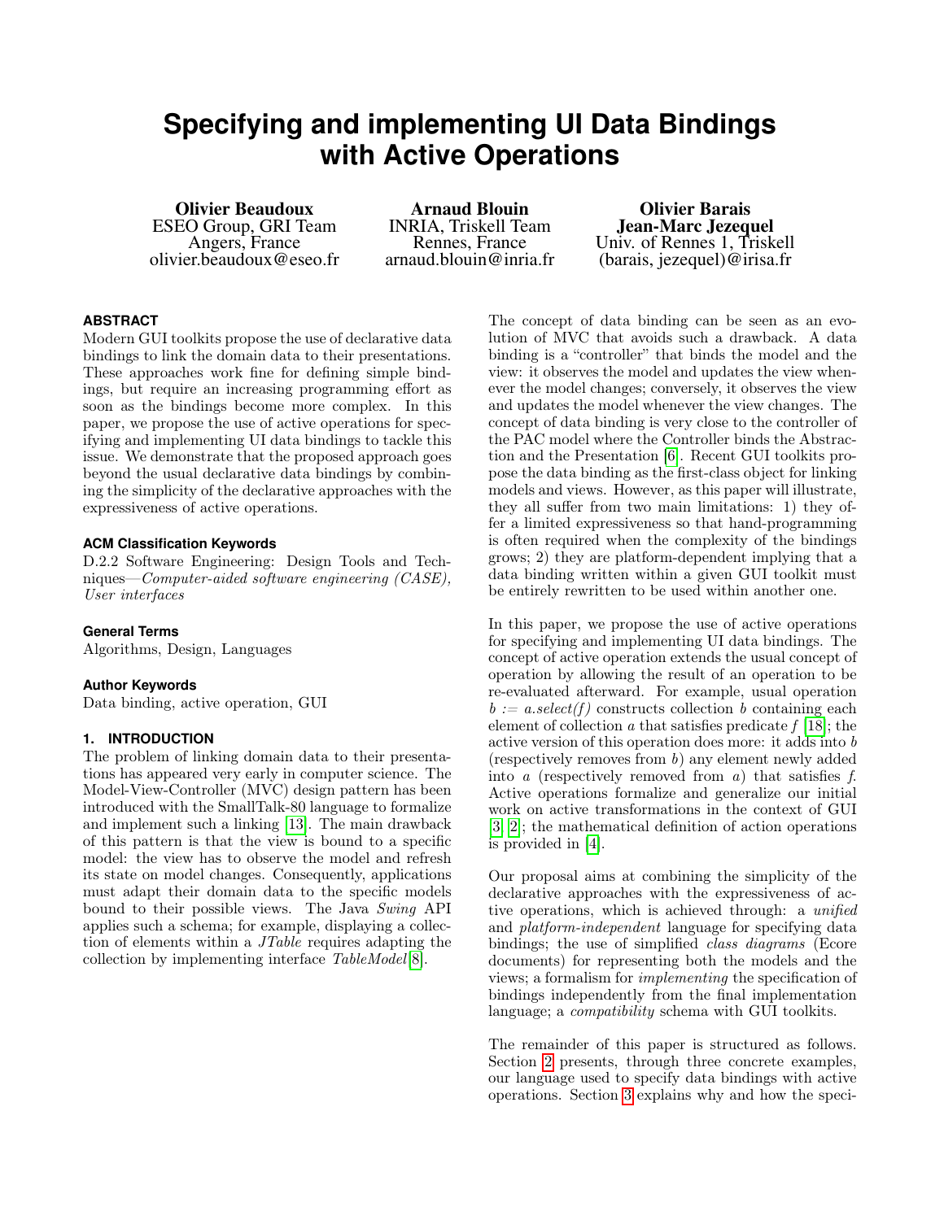# Specifying and implementing UI Data Bindings with Active Operations

**Olivier Beaudoux**
ESEO Group, GRI Team
Angers, France
olivier.beaudoux@eseo.fr

**Arnaud Blouin**
INRIA, Triskell Team
Rennes, France
arnaud.blouin@inria.fr

**Olivier Barais**
**Jean-Marc Jezequel**
Univ. of Rennes 1, Triskell
(barais, jezequel)@irisa.fr

### ABSTRACT

Modern GUI toolkits propose the use of declarative data bindings to link the domain data to their presentations. These approaches work fine for defining simple bindings, but require an increasing programming effort as soon as the bindings become more complex. In this paper, we propose the use of active operations for specifying and implementing UI data bindings to tackle this issue. We demonstrate that the proposed approach goes beyond the usual declarative data bindings by combining the simplicity of the declarative approaches with the expressiveness of active operations.

### ACM Classification Keywords

D.2.2 Software Engineering: Design Tools and Techniques—*Computer-aided software engineering (CASE), User interfaces*

### General Terms

Algorithms, Design, Languages

### Author Keywords

Data binding, active operation, GUI

### 1. INTRODUCTION

The problem of linking domain data to their presentations has appeared very early in computer science. The Model-View-Controller (MVC) design pattern has been introduced with the SmallTalk-80 language to formalize and implement such a linking [13]. The main drawback of this pattern is that the view is bound to a specific model: the view has to observe the model and refresh its state on model changes. Consequently, applications must adapt their domain data to the specific models bound to their possible views. The Java *Swing* API applies such a schema; for example, displaying a collection of elements within a *JTable* requires adapting the collection by implementing interface *TableModel*[8].

The concept of data binding can be seen as an evolution of MVC that avoids such a drawback. A data binding is a "controller" that binds the model and the view: it observes the model and updates the view whenever the model changes; conversely, it observes the view and updates the model whenever the view changes. The concept of data binding is very close to the controller of the PAC model where the Controller binds the Abstraction and the Presentation [6]. Recent GUI toolkits propose the data binding as the first-class object for linking models and views. However, as this paper will illustrate, they all suffer from two main limitations: 1) they offer a limited expressiveness so that hand-programming is often required when the complexity of the bindings grows; 2) they are platform-dependent implying that a data binding written within a given GUI toolkit must be entirely rewritten to be used within another one.

In this paper, we propose the use of active operations for specifying and implementing UI data bindings. The concept of active operation extends the usual concept of operation by allowing the result of an operation to be re-evaluated afterward. For example, usual operation *b := a.select(f)* constructs collection *b* containing each element of collection *a* that satisfies predicate *f* [18]; the active version of this operation does more: it adds into *b* (respectively removes from *b*) any element newly added into *a* (respectively removed from *a*) that satisfies *f*. Active operations formalize and generalize our initial work on active transformations in the context of GUI [3, 2]; the mathematical definition of action operations is provided in [4].

Our proposal aims at combining the simplicity of the declarative approaches with the expressiveness of active operations, which is achieved through: a *unified* and *platform-independent* language for specifying data bindings; the use of simplified *class diagrams* (Ecore documents) for representing both the models and the views; a formalism for *implementing* the specification of bindings independently from the final implementation language; a *compatibility* schema with GUI toolkits.

The remainder of this paper is structured as follows. Section 2 presents, through three concrete examples, our language used to specify data bindings with active operations. Section 3 explains why and how the speci-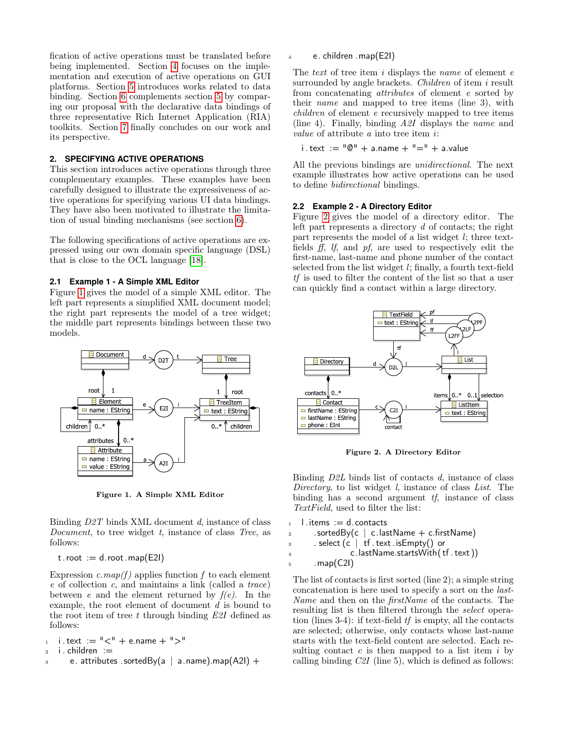fication of active operations must be translated before being implemented. Section 4 focuses on the implementation and execution of active operations on GUI platforms. Section 5 introduces works related to data binding. Section 6 complements section 5 by comparing our proposal with the declarative data bindings of three representative Rich Internet Application (RIA) toolkits. Section 7 finally concludes on our work and its perspective.

## 2. SPECIFYING ACTIVE OPERATIONS

This section introduces active operations through three complementary examples. These examples have been carefully designed to illustrate the expressiveness of active operations for specifying various UI data bindings. They have also been motivated to illustrate the limitation of usual binding mechanisms (see section 6).

The following specifications of active operations are expressed using our own domain specific language (DSL) that is close to the OCL language [18].

### 2.1 Example 1 - A Simple XML Editor

Figure 1 gives the model of a simple XML editor. The left part represents a simplified XML document model; the right part represents the model of a tree widget; the middle part represents bindings between these two models.

Figure 1. A Simple XML Editor

Binding *D2T* binds XML document *d*, instance of class *Document*, to tree widget *t*, instance of class *Tree*, as follows:

```
t.root := d.root.map(E2I)
```

Expression *c.map(f)* applies function *f* to each element *e* of collection *c*, and maintains a link (called a *trace*) between *e* and the element returned by *f(e)*. In the example, the root element of document *d* is bound to the root item of tree *t* through binding *E2I* defined as follows:

```
1  i.text := "<" + e.name + ">"
2  i.children :=
3      e.attributes.sortedBy(a | a.name).map(A2I) +
4      e.children.map(E2I)
```

The *text* of tree item *i* displays the *name* of element *e* surrounded by angle brackets. *Children* of item *i* result from concatenating *attributes* of element *e* sorted by their *name* and mapped to tree items (line 3), with *children* of element *e* recursively mapped to tree items (line 4). Finally, binding *A2I* displays the *name* and *value* of attribute *a* into tree item *i*:

```
i.text := "@" + a.name + "=" + a.value
```

All the previous bindings are *unidirectional*. The next example illustrates how active operations can be used to define *bidirectional* bindings.

### 2.2 Example 2 - A Directory Editor

Figure 2 gives the model of a directory editor. The left part represents a directory *d* of contacts; the right part represents the model of a list widget *l*; three text-fields *ff*, *lf*, and *pf*, are used to respectively edit the first-name, last-name and phone number of the contact selected from the list widget *l*; finally, a fourth text-field *tf* is used to filter the content of the list so that a user can quickly find a contact within a large directory.

Figure 2. A Directory Editor

Binding *D2L* binds list of contacts *d*, instance of class *Directory*, to list widget *l*, instance of class *List*. The binding has a second argument *tf*, instance of class *TextField*, used to filter the list:

```
1  l.items := d.contacts
2      .sortedBy(c | c.lastName + c.firstName)
3      .select(c | tf.text.isEmpty() or
4                  c.lastName.startsWith(tf.text))
5      .map(C2I)
```

The list of contacts is first sorted (line 2); a simple string concatenation is here used to specify a sort on the *last-Name* and then on the *firstName* of the contacts. The resulting list is then filtered through the *select* operation (lines 3-4): if text-field *tf* is empty, all the contacts are selected; otherwise, only contacts whose last-name starts with the text-field content are selected. Each resulting contact *c* is then mapped to a list item *i* by calling binding *C2I* (line 5), which is defined as follows: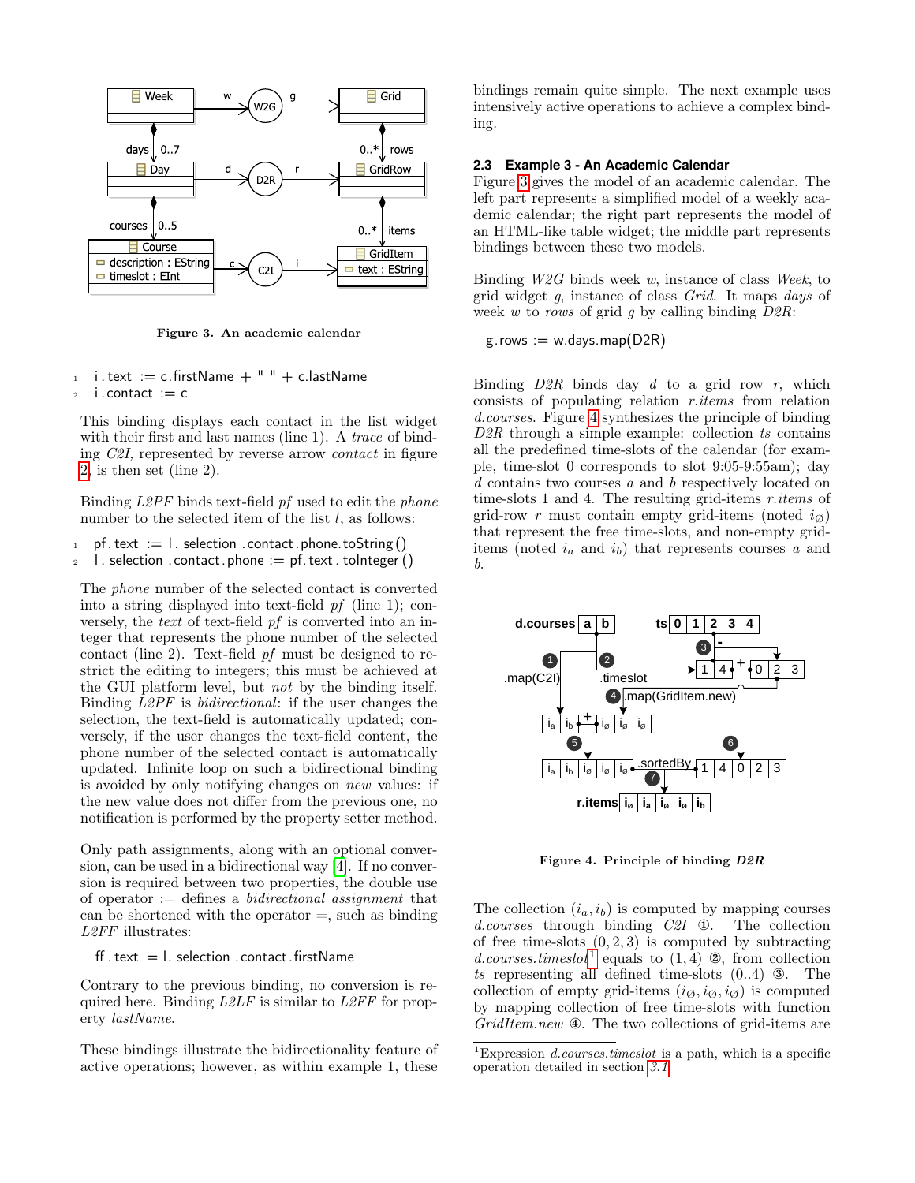Figure 3. An academic calendar

```
i.text := c.firstName + " " + c.lastName
i.contact := c
```

This binding displays each contact in the list widget with their first and last names (line 1). A *trace* of binding *C2I*, represented by reverse arrow *contact* in figure 2, is then set (line 2).

Binding *L2PF* binds text-field *pf* used to edit the *phone* number to the selected item of the list *l*, as follows:

```
pf.text := l.selection.contact.phone.toString()
l.selection.contact.phone := pf.text.toInteger()
```

The *phone* number of the selected contact is converted into a string displayed into text-field *pf* (line 1); conversely, the *text* of text-field *pf* is converted into an integer that represents the phone number of the selected contact (line 2). Text-field *pf* must be designed to restrict the editing to integers; this must be achieved at the GUI platform level, but *not* by the binding itself. Binding *L2PF* is *bidirectional*: if the user changes the selection, the text-field is automatically updated; conversely, if the user changes the text-field content, the phone number of the selected contact is automatically updated. Infinite loop on such a bidirectional binding is avoided by only notifying changes on *new* values: if the new value does not differ from the previous one, no notification is performed by the property setter method.

Only path assignments, along with an optional conversion, can be used in a bidirectional way [4]. If no conversion is required between two properties, the double use of operator := defines a *bidirectional assignment* that can be shortened with the operator =, such as binding *L2FF* illustrates:

```
ff.text = l.selection.contact.firstName
```

Contrary to the previous binding, no conversion is required here. Binding *L2LF* is similar to *L2FF* for property *lastName*.

These bindings illustrate the bidirectionality feature of active operations; however, as within example 1, these bindings remain quite simple. The next example uses intensively active operations to achieve a complex binding.

### 2.3 Example 3 - An Academic Calendar

Figure 3 gives the model of an academic calendar. The left part represents a simplified model of a weekly academic calendar; the right part represents the model of an HTML-like table widget; the middle part represents bindings between these two models.

Binding *W2G* binds week *w*, instance of class *Week*, to grid widget *g*, instance of class *Grid*. It maps *days* of week *w* to *rows* of grid *g* by calling binding *D2R*:

```
g.rows := w.days.map(D2R)
```

Binding *D2R* binds day *d* to a grid row *r*, which consists of populating relation *r.items* from relation *d.courses*. Figure 4 synthesizes the principle of binding *D2R* through a simple example: collection *ts* contains all the predefined time-slots of the calendar (for example, time-slot 0 corresponds to slot 9:05-9:55am); day *d* contains two courses *a* and *b* respectively located on time-slots 1 and 4. The resulting grid-items *r.items* of grid-row *r* must contain empty grid-items (noted $i_\varnothing$) that represent the free time-slots, and non-empty grid-items (noted $i_a$ and $i_b$) that represents courses *a* and *b*.

Figure 4. Principle of binding *D2R*

The collection $(i_a, i_b)$ is computed by mapping courses *d.courses* through binding *C2I* ①. The collection of free time-slots $(0, 2, 3)$ is computed by subtracting *d.courses.timeslot*[1] equals to $(1, 4)$ ②, from collection *ts* representing all defined time-slots (0..4) ③. The collection of empty grid-items $(i_\varnothing, i_\varnothing, i_\varnothing)$ is computed by mapping collection of free time-slots with function *GridItem.new* ④. The two collections of grid-items are

[1] Expression *d.courses.timeslot* is a path, which is a specific operation detailed in section 3.1.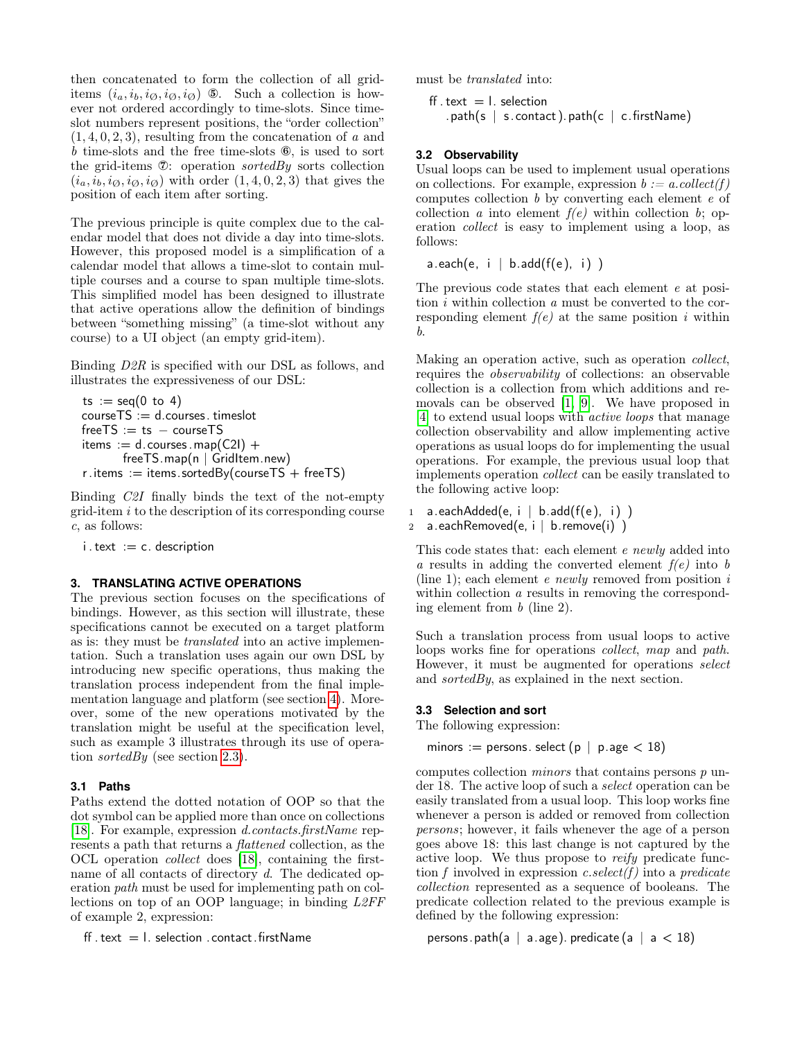then concatenated to form the collection of all grid-items $(i_a, i_b, i_\emptyset, i_\emptyset, i_\emptyset)$ ⑤. Such a collection is however not ordered accordingly to time-slots. Since time-slot numbers represent positions, the "order collection" $(1, 4, 0, 2, 3)$, resulting from the concatenation of $a$ and $b$ time-slots and the free time-slots ⑥, is used to sort the grid-items ⑦: operation *sortedBy* sorts collection $(i_a, i_b, i_\emptyset, i_\emptyset, i_\emptyset)$ with order $(1, 4, 0, 2, 3)$ that gives the position of each item after sorting.

The previous principle is quite complex due to the calendar model that does not divide a day into time-slots. However, this proposed model is a simplification of a calendar model that allows a time-slot to contain multiple courses and a course to span multiple time-slots. This simplified model has been designed to illustrate that active operations allow the definition of bindings between "something missing" (a time-slot without any course) to a UI object (an empty grid-item).

Binding *D2R* is specified with our DSL as follows, and illustrates the expressiveness of our DSL:

```
ts := seq(0 to 4)
courseTS := d.courses.timeslot
freeTS := ts − courseTS
items := d.courses.map(C2I) +
        freeTS.map(n | GridItem.new)
r.items := items.sortedBy(courseTS + freeTS)
```

Binding *C2I* finally binds the text of the not-empty grid-item $i$ to the description of its corresponding course $c$, as follows:

```
i.text := c.description
```

### 3. TRANSLATING ACTIVE OPERATIONS

The previous section focuses on the specifications of bindings. However, as this section will illustrate, these specifications cannot be executed on a target platform as is: they must be *translated* into an active implementation. Such a translation uses again our own DSL by introducing new specific operations, thus making the translation process independent from the final implementation language and platform (see section 4). Moreover, some of the new operations motivated by the translation might be useful at the specification level, such as example 3 illustrates through its use of operation *sortedBy* (see section 2.3).

#### 3.1 Paths

Paths extend the dotted notation of OOP so that the dot symbol can be applied more than once on collections [18]. For example, expression *d.contacts.firstName* represents a path that returns a *flattened* collection, as the OCL operation *collect* does [18], containing the first-name of all contacts of directory $d$. The dedicated operation *path* must be used for implementing path on collections on top of an OOP language; in binding *L2FF* of example 2, expression:

```
ff.text = l.selection.contact.firstName
```

must be *translated* into:

```
ff.text = l.selection
    .path(s | s.contact).path(c | c.firstName)
```

#### 3.2 Observability

Usual loops can be used to implement usual operations on collections. For example, expression *b := a.collect(f)* computes collection $b$ by converting each element $e$ of collection $a$ into element *f(e)* within collection $b$; operation *collect* is easy to implement using a loop, as follows:

```
a.each(e, i | b.add(f(e), i) )
```

The previous code states that each element $e$ at position $i$ within collection $a$ must be converted to the corresponding element *f(e)* at the same position $i$ within $b$.

Making an operation active, such as operation *collect*, requires the *observability* of collections: an observable collection is a collection from which additions and removals can be observed [1, 9]. We have proposed in [4] to extend usual loops with *active loops* that manage collection observability and allow implementing active operations as usual loops do for implementing the usual operations. For example, the previous usual loop that implements operation *collect* can be easily translated to the following active loop:

```
1  a.eachAdded(e, i | b.add(f(e), i) )
2  a.eachRemoved(e, i | b.remove(i) )
```

This code states that: each element $e$ *newly* added into $a$ results in adding the converted element *f(e)* into $b$ (line 1); each element $e$ *newly* removed from position $i$ within collection $a$ results in removing the corresponding element from $b$ (line 2).

Such a translation process from usual loops to active loops works fine for operations *collect*, *map* and *path*. However, it must be augmented for operations *select* and *sortedBy*, as explained in the next section.

#### 3.3 Selection and sort

The following expression:

```
minors := persons.select(p | p.age < 18)
```

computes collection *minors* that contains persons $p$ under 18. The active loop of such a *select* operation can be easily translated from a usual loop. This loop works fine whenever a person is added or removed from collection *persons*; however, it fails whenever the age of a person goes above 18: this last change is not captured by the active loop. We thus propose to *reify* predicate function $f$ involved in expression *c.select(f)* into a *predicate collection* represented as a sequence of booleans. The predicate collection related to the previous example is defined by the following expression:

```
persons.path(a | a.age).predicate(a | a < 18)
```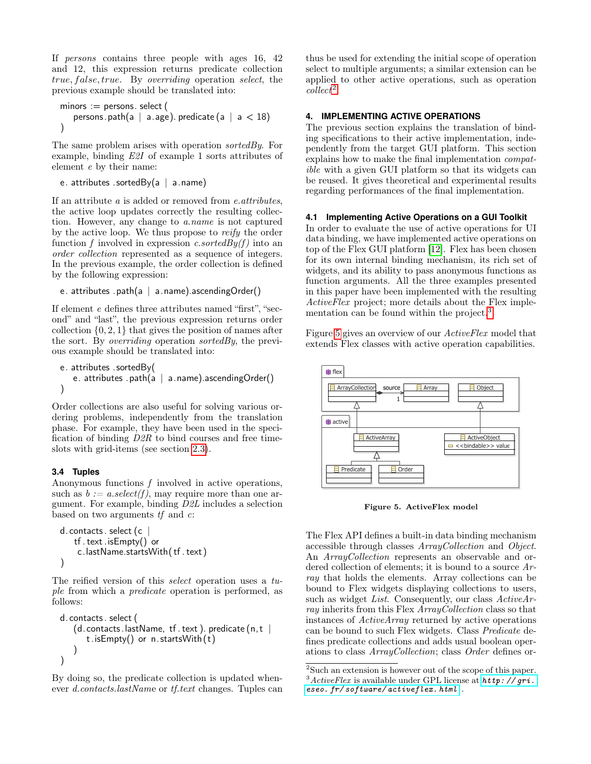If *persons* contains three people with ages 16, 42 and 12, this expression returns predicate collection *true*, *false*, *true*. By *overriding* operation *select*, the previous example should be translated into:

```
minors := persons.select(
    persons.path(a | a.age).predicate(a | a < 18)
)
```

The same problem arises with operation *sortedBy*. For example, binding *E2I* of example 1 sorts attributes of element *e* by their name:

```
e.attributes.sortedBy(a | a.name)
```

If an attribute *a* is added or removed from *e.attributes*, the active loop updates correctly the resulting collection. However, any change to *a.name* is not captured by the active loop. We thus propose to *reify* the order function *f* involved in expression *c.sortedBy(f)* into an *order collection* represented as a sequence of integers. In the previous example, the order collection is defined by the following expression:

```
e.attributes.path(a | a.name).ascendingOrder()
```

If element *e* defines three attributes named "first", "second" and "last", the previous expression returns order collection $\{0, 2, 1\}$ that gives the position of names after the sort. By *overriding* operation *sortedBy*, the previous example should be translated into:

```
e.attributes.sortedBy(
    e.attributes.path(a | a.name).ascendingOrder()
)
```

Order collections are also useful for solving various ordering problems, independently from the translation phase. For example, they have been used in the specification of binding *D2R* to bind courses and free timeslots with grid-items (see section 2.3).

### 3.4 Tuples

Anonymous functions *f* involved in active operations, such as *b := a.select(f)*, may require more than one argument. For example, binding *D2L* includes a selection based on two arguments *tf* and *c*:

```
d.contacts.select(c |
    tf.text.isEmpty() or
     c.lastName.startsWith(tf.text)
)
```

The reified version of this *select* operation uses a *tuple* from which a *predicate* operation is performed, as follows:

```
d.contacts.select(
    (d.contacts.lastName, tf.text).predicate(n,t |
       t.isEmpty() or n.startsWith(t)
    )
)
```

By doing so, the predicate collection is updated whenever *d.contacts.lastName* or *tf.text* changes. Tuples can thus be used for extending the initial scope of operation select to multiple arguments; a similar extension can be applied to other active operations, such as operation *collect*[2].

## 4. IMPLEMENTING ACTIVE OPERATIONS

The previous section explains the translation of binding specifications to their active implementation, independently from the target GUI platform. This section explains how to make the final implementation *compatible* with a given GUI platform so that its widgets can be reused. It gives theoretical and experimental results regarding performances of the final implementation.

### 4.1 Implementing Active Operations on a GUI Toolkit

In order to evaluate the use of active operations for UI data binding, we have implemented active operations on top of the Flex GUI platform [12]. Flex has been chosen for its own internal binding mechanism, its rich set of widgets, and its ability to pass anonymous functions as function arguments. All the three examples presented in this paper have been implemented with the resulting *ActiveFlex* project; more details about the Flex implementation can be found within the project.[3]

Figure 5 gives an overview of our *ActiveFlex* model that extends Flex classes with active operation capabilities.

Figure 5. ActiveFlex model

The Flex API defines a built-in data binding mechanism accessible through classes *ArrayCollection* and *Object*. An *ArrayCollection* represents an observable and ordered collection of elements; it is bound to a source *Array* that holds the elements. Array collections can be bound to Flex widgets displaying collections to users, such as widget *List*. Consequently, our class *ActiveArray* inherits from this Flex *ArrayCollection* class so that instances of *ActiveArray* returned by active operations can be bound to such Flex widgets. Class *Predicate* defines predicate collections and adds usual boolean operations to class *ArrayCollection*; class *Order* defines or-

[2] Such an extension is however out of the scope of this paper.

[3] *ActiveFlex* is available under GPL license at http://gri.eseo.fr/software/activeflex.html.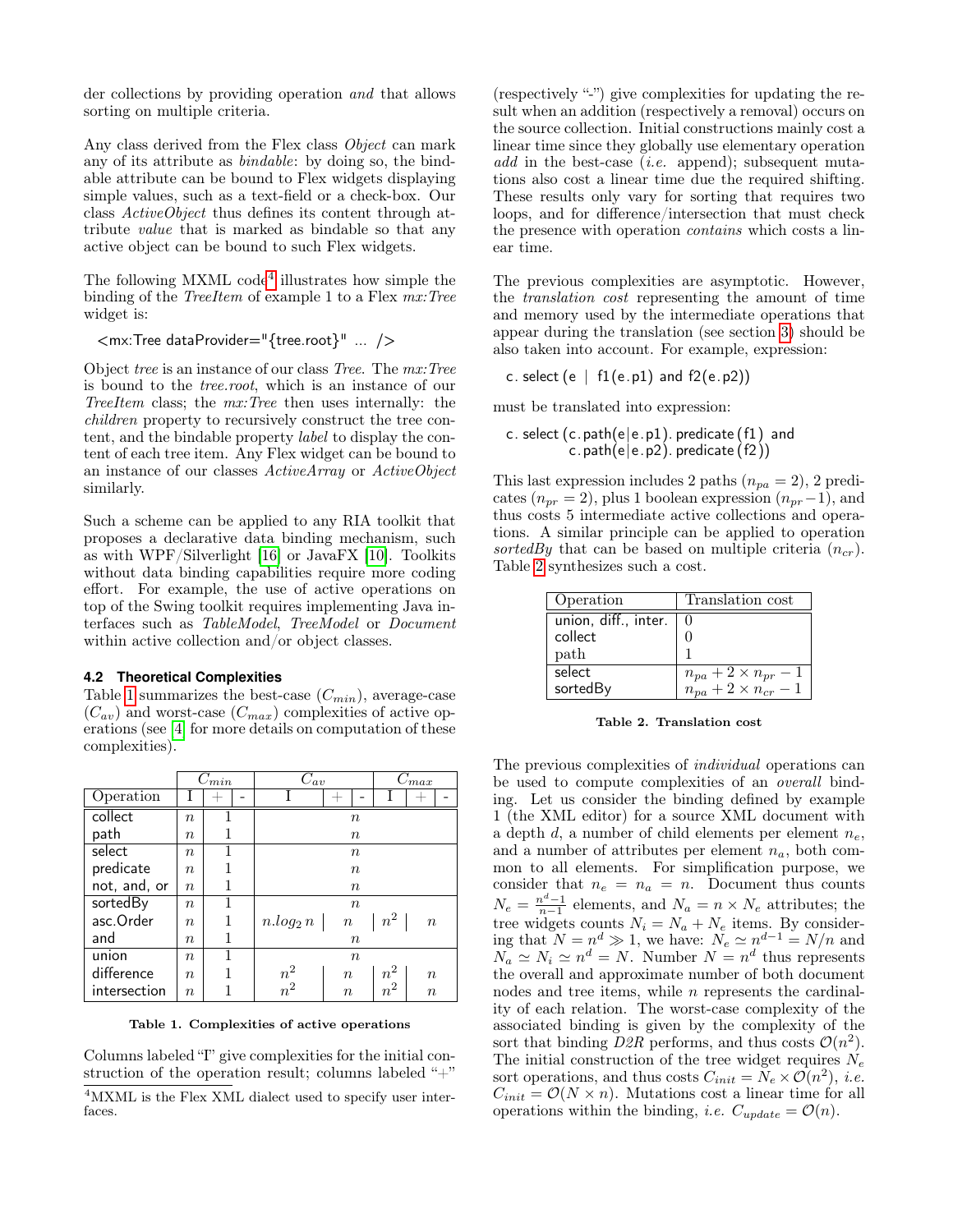der collections by providing operation *and* that allows sorting on multiple criteria.

Any class derived from the Flex class *Object* can mark any of its attribute as *bindable*: by doing so, the bindable attribute can be bound to Flex widgets displaying simple values, such as a text-field or a check-box. Our class *ActiveObject* thus defines its content through attribute *value* that is marked as bindable so that any active object can be bound to such Flex widgets.

The following MXML code[4] illustrates how simple the binding of the *TreeItem* of example 1 to a Flex *mx:Tree* widget is:

```
<mx:Tree dataProvider="{tree.root}" ... />
```

Object *tree* is an instance of our class *Tree*. The *mx:Tree* is bound to the *tree.root*, which is an instance of our *TreeItem* class; the *mx:Tree* then uses internally: the *children* property to recursively construct the tree content, and the bindable property *label* to display the content of each tree item. Any Flex widget can be bound to an instance of our classes *ActiveArray* or *ActiveObject* similarly.

Such a scheme can be applied to any RIA toolkit that proposes a declarative data binding mechanism, such as with WPF/Silverlight [16] or JavaFX [10]. Toolkits without data binding capabilities require more coding effort. For example, the use of active operations on top of the Swing toolkit requires implementing Java interfaces such as *TableModel*, *TreeModel* or *Document* within active collection and/or object classes.

### 4.2 Theoretical Complexities

Table 1 summarizes the best-case ($C_{min}$), average-case ($C_{av}$) and worst-case ($C_{max}$) complexities of active operations (see [4] for more details on computation of these complexities).

| | $C_{min}$ | | | $C_{av}$ | | | $C_{max}$ | | |
|---|---|---|---|---|---|---|---|---|---|
| Operation | I | + | - | I | + | - | I | + | - |
| collect | $n$ | 1 | | $n$ | | | | | |
| path | $n$ | 1 | | $n$ | | | | | |
| select | $n$ | 1 | | $n$ | | | | | |
| predicate | $n$ | 1 | | $n$ | | | | | |
| not, and, or | $n$ | 1 | | $n$ | | | | | |
| sortedBy | $n$ | 1 | | $n$ | | | | | |
| asc.Order | $n$ | 1 | | $n.log_2\, n$ | $n$ | | $n^2$ | $n$ | |
| and | $n$ | 1 | | $n$ | | | | | |
| union | $n$ | 1 | | $n$ | | | | | |
| difference | $n$ | 1 | | $n^2$ | $n$ | | $n^2$ | $n$ | |
| intersection | $n$ | 1 | | $n^2$ | $n$ | | $n^2$ | $n$ | |

**Table 1. Complexities of active operations**

Columns labeled "I" give complexities for the initial construction of the operation result; columns labeled "+" (respectively "-") give complexities for updating the result when an addition (respectively a removal) occurs on the source collection. Initial constructions mainly cost a linear time since they globally use elementary operation *add* in the best-case (*i.e.* append); subsequent mutations also cost a linear time due the required shifting. These results only vary for sorting that requires two loops, and for difference/intersection that must check the presence with operation *contains* which costs a linear time.

The previous complexities are asymptotic. However, the *translation cost* representing the amount of time and memory used by the intermediate operations that appear during the translation (see section 3) should be also taken into account. For example, expression:

```
c.select(e | f1(e.p1) and f2(e.p2))
```

must be translated into expression:

```
c.select(c.path(e|e.p1).predicate(f1) and
         c.path(e|e.p2).predicate(f2))
```

This last expression includes 2 paths ($n_{pa} = 2$), 2 predicates ($n_{pr} = 2$), plus 1 boolean expression ($n_{pr} - 1$), and thus costs 5 intermediate active collections and operations. A similar principle can be applied to operation *sortedBy* that can be based on multiple criteria ($n_{cr}$). Table 2 synthesizes such a cost.

| Operation | Translation cost |
|---|---|
| union, diff., inter. | 0 |
| collect | 0 |
| path | 1 |
| select | $n_{pa} + 2 \times n_{pr} - 1$ |
| sortedBy | $n_{pa} + 2 \times n_{cr} - 1$ |

**Table 2. Translation cost**

The previous complexities of *individual* operations can be used to compute complexities of an *overall* binding. Let us consider the binding defined by example 1 (the XML editor) for a source XML document with a depth $d$, a number of child elements per element $n_e$, and a number of attributes per element $n_a$, both common to all elements. For simplification purpose, we consider that $n_e = n_a = n$. Document thus counts $N_e = \frac{n^d - 1}{n-1}$ elements, and $N_a = n \times N_e$ attributes; the tree widgets counts $N_i = N_a + N_e$ items. By considering that $N = n^d \gg 1$, we have: $N_e \simeq n^{d-1} = N/n$ and $N_a \simeq N_i \simeq n^d = N$. Number $N = n^d$ thus represents the overall and approximate number of both document nodes and tree items, while $n$ represents the cardinality of each relation. The worst-case complexity of the associated binding is given by the complexity of the sort that binding *D2R* performs, and thus costs $\mathcal{O}(n^2)$. The initial construction of the tree widget requires $N_e$ sort operations, and thus costs $C_{init} = N_e \times \mathcal{O}(n^2)$, *i.e.* $C_{init} = \mathcal{O}(N \times n)$. Mutations cost a linear time for all operations within the binding, *i.e.* $C_{update} = \mathcal{O}(n)$.

[4]MXML is the Flex XML dialect used to specify user interfaces.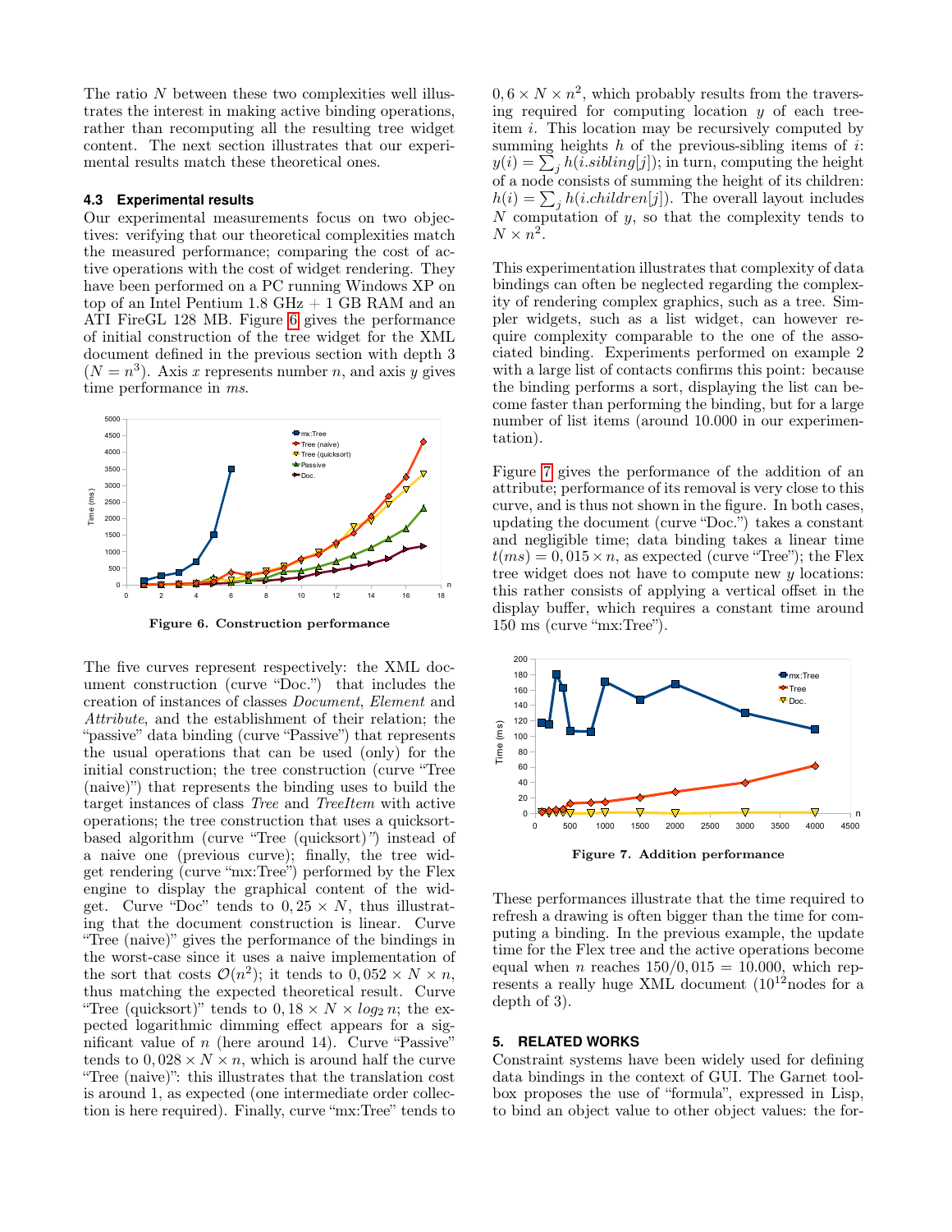The ratio $N$ between these two complexities well illustrates the interest in making active binding operations, rather than recomputing all the resulting tree widget content. The next section illustrates that our experimental results match these theoretical ones.

### 4.3 Experimental results

Our experimental measurements focus on two objectives: verifying that our theoretical complexities match the measured performance; comparing the cost of active operations with the cost of widget rendering. They have been performed on a PC running Windows XP on top of an Intel Pentium 1.8 GHz + 1 GB RAM and an ATI FireGL 128 MB. Figure 6 gives the performance of initial construction of the tree widget for the XML document defined in the previous section with depth 3 ($N = n^3$). Axis $x$ represents number $n$, and axis $y$ gives time performance in $ms$.

**Figure 6. Construction performance**

The five curves represent respectively: the XML document construction (curve "Doc.") that includes the creation of instances of classes *Document*, *Element* and *Attribute*, and the establishment of their relation; the "passive" data binding (curve "Passive") that represents the usual operations that can be used (only) for the initial construction; the tree construction (curve "Tree (naive)") that represents the binding uses to build the target instances of class *Tree* and *TreeItem* with active operations; the tree construction that uses a quicksort-based algorithm (curve "Tree (quicksort)") instead of a naive one (previous curve); finally, the tree widget rendering (curve "mx:Tree") performed by the Flex engine to display the graphical content of the widget. Curve "Doc" tends to $0,25 \times N$, thus illustrating that the document construction is linear. Curve "Tree (naive)" gives the performance of the bindings in the worst-case since it uses a naive implementation of the sort that costs $\mathcal{O}(n^2)$; it tends to $0,052 \times N \times n$, thus matching the expected theoretical result. Curve "Tree (quicksort)" tends to $0,18 \times N \times log_2\, n$; the expected logarithmic dimming effect appears for a significant value of $n$ (here around 14). Curve "Passive" tends to $0,028 \times N \times n$, which is around half the curve "Tree (naive)": this illustrates that the translation cost is around 1, as expected (one intermediate order collection is here required). Finally, curve "mx:Tree" tends to $0,6 \times N \times n^2$, which probably results from the traversing required for computing location $y$ of each tree-item $i$. This location may be recursively computed by summing heights $h$ of the previous-sibling items of $i$: $y(i) = \sum_j h(i.sibling[j])$; in turn, computing the height of a node consists of summing the height of its children: $h(i) = \sum_j h(i.children[j])$. The overall layout includes $N$ computation of $y$, so that the complexity tends to $N \times n^2$.

This experimentation illustrates that complexity of data bindings can often be neglected regarding the complexity of rendering complex graphics, such as a tree. Simpler widgets, such as a list widget, can however require complexity comparable to the one of the associated binding. Experiments performed on example 2 with a large list of contacts confirms this point: because the binding performs a sort, displaying the list can become faster than performing the binding, but for a large number of list items (around 10.000 in our experimentation).

Figure 7 gives the performance of the addition of an attribute; performance of its removal is very close to this curve, and is thus not shown in the figure. In both cases, updating the document (curve "Doc.") takes a constant and negligible time; data binding takes a linear time $t(ms) = 0,015 \times n$, as expected (curve "Tree"); the Flex tree widget does not have to compute new $y$ locations: this rather consists of applying a vertical offset in the display buffer, which requires a constant time around 150 ms (curve "mx:Tree").

**Figure 7. Addition performance**

These performances illustrate that the time required to refresh a drawing is often bigger than the time for computing a binding. In the previous example, the update time for the Flex tree and the active operations become equal when $n$ reaches $150/0,015 = 10.000$, which represents a really huge XML document ($10^{12}$nodes for a depth of 3).

## 5. RELATED WORKS

Constraint systems have been widely used for defining data bindings in the context of GUI. The Garnet toolbox proposes the use of "formula", expressed in Lisp, to bind an object value to other object values: the for-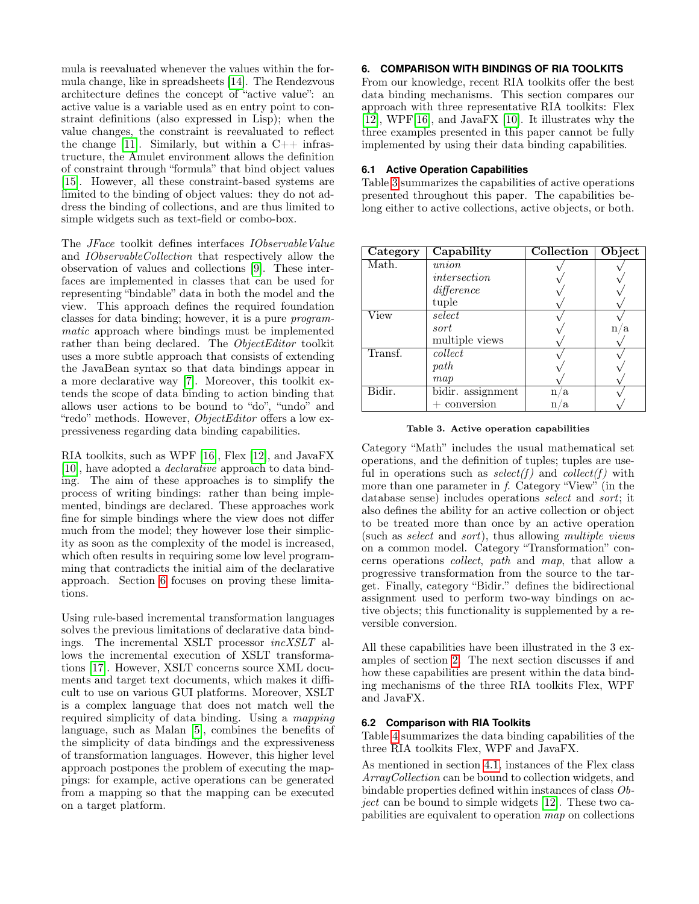mula is reevaluated whenever the values within the formula change, like in spreadsheets [14]. The Rendezvous architecture defines the concept of "active value": an active value is a variable used as en entry point to constraint definitions (also expressed in Lisp); when the value changes, the constraint is reevaluated to reflect the change [11]. Similarly, but within a C++ infrastructure, the Amulet environment allows the definition of constraint through "formula" that bind object values [15]. However, all these constraint-based systems are limited to the binding of object values: they do not address the binding of collections, and are thus limited to simple widgets such as text-field or combo-box.

The *JFace* toolkit defines interfaces *IObservableValue* and *IObservableCollection* that respectively allow the observation of values and collections [9]. These interfaces are implemented in classes that can be used for representing "bindable" data in both the model and the view. This approach defines the required foundation classes for data binding; however, it is a pure *programmatic* approach where bindings must be implemented rather than being declared. The *ObjectEditor* toolkit uses a more subtle approach that consists of extending the JavaBean syntax so that data bindings appear in a more declarative way [7]. Moreover, this toolkit extends the scope of data binding to action binding that allows user actions to be bound to "do", "undo" and "redo" methods. However, *ObjectEditor* offers a low expressiveness regarding data binding capabilities.

RIA toolkits, such as WPF [16], Flex [12], and JavaFX [10], have adopted a *declarative* approach to data binding. The aim of these approaches is to simplify the process of writing bindings: rather than being implemented, bindings are declared. These approaches work fine for simple bindings where the view does not differ much from the model; they however lose their simplicity as soon as the complexity of the model is increased, which often results in requiring some low level programming that contradicts the initial aim of the declarative approach. Section 6 focuses on proving these limitations.

Using rule-based incremental transformation languages solves the previous limitations of declarative data bindings. The incremental XSLT processor *incXSLT* allows the incremental execution of XSLT transformations [17]. However, XSLT concerns source XML documents and target text documents, which makes it difficult to use on various GUI platforms. Moreover, XSLT is a complex language that does not match well the required simplicity of data binding. Using a *mapping* language, such as Malan [5], combines the benefits of the simplicity of data bindings and the expressiveness of transformation languages. However, this higher level approach postpones the problem of executing the mappings: for example, active operations can be generated from a mapping so that the mapping can be executed on a target platform.

## 6. COMPARISON WITH BINDINGS OF RIA TOOLKITS

From our knowledge, recent RIA toolkits offer the best data binding mechanisms. This section compares our approach with three representative RIA toolkits: Flex [12], WPF[16], and JavaFX [10]. It illustrates why the three examples presented in this paper cannot be fully implemented by using their data binding capabilities.

### 6.1 Active Operation Capabilities

Table 3 summarizes the capabilities of active operations presented throughout this paper. The capabilities belong either to active collections, active objects, or both.

| Category | Capability | Collection | Object |
|---|---|---|---|
| Math. | *union* | √ | √ |
| | *intersection* | √ | √ |
| | *difference* | √ | √ |
| | tuple | √ | √ |
| View | *select* | √ | √ |
| | *sort* | √ | n/a |
| | multiple views | √ | √ |
| Transf. | *collect* | √ | √ |
| | *path* | √ | √ |
| | *map* | √ | √ |
| Bidir. | bidir. assignment | n/a | √ |
| | + conversion | n/a | √ |

**Table 3. Active operation capabilities**

Category "Math" includes the usual mathematical set operations, and the definition of tuples; tuples are useful in operations such as *select(f)* and *collect(f)* with more than one parameter in *f*. Category "View" (in the database sense) includes operations *select* and *sort*; it also defines the ability for an active collection or object to be treated more than once by an active operation (such as *select* and *sort*), thus allowing *multiple views* on a common model. Category "Transformation" concerns operations *collect*, *path* and *map*, that allow a progressive transformation from the source to the target. Finally, category "Bidir." defines the bidirectional assignment used to perform two-way bindings on active objects; this functionality is supplemented by a reversible conversion.

All these capabilities have been illustrated in the 3 examples of section 2. The next section discusses if and how these capabilities are present within the data binding mechanisms of the three RIA toolkits Flex, WPF and JavaFX.

### 6.2 Comparison with RIA Toolkits

Table 4 summarizes the data binding capabilities of the three RIA toolkits Flex, WPF and JavaFX.

As mentioned in section 4.1, instances of the Flex class *ArrayCollection* can be bound to collection widgets, and bindable properties defined within instances of class *Object* can be bound to simple widgets [12]. These two capabilities are equivalent to operation *map* on collections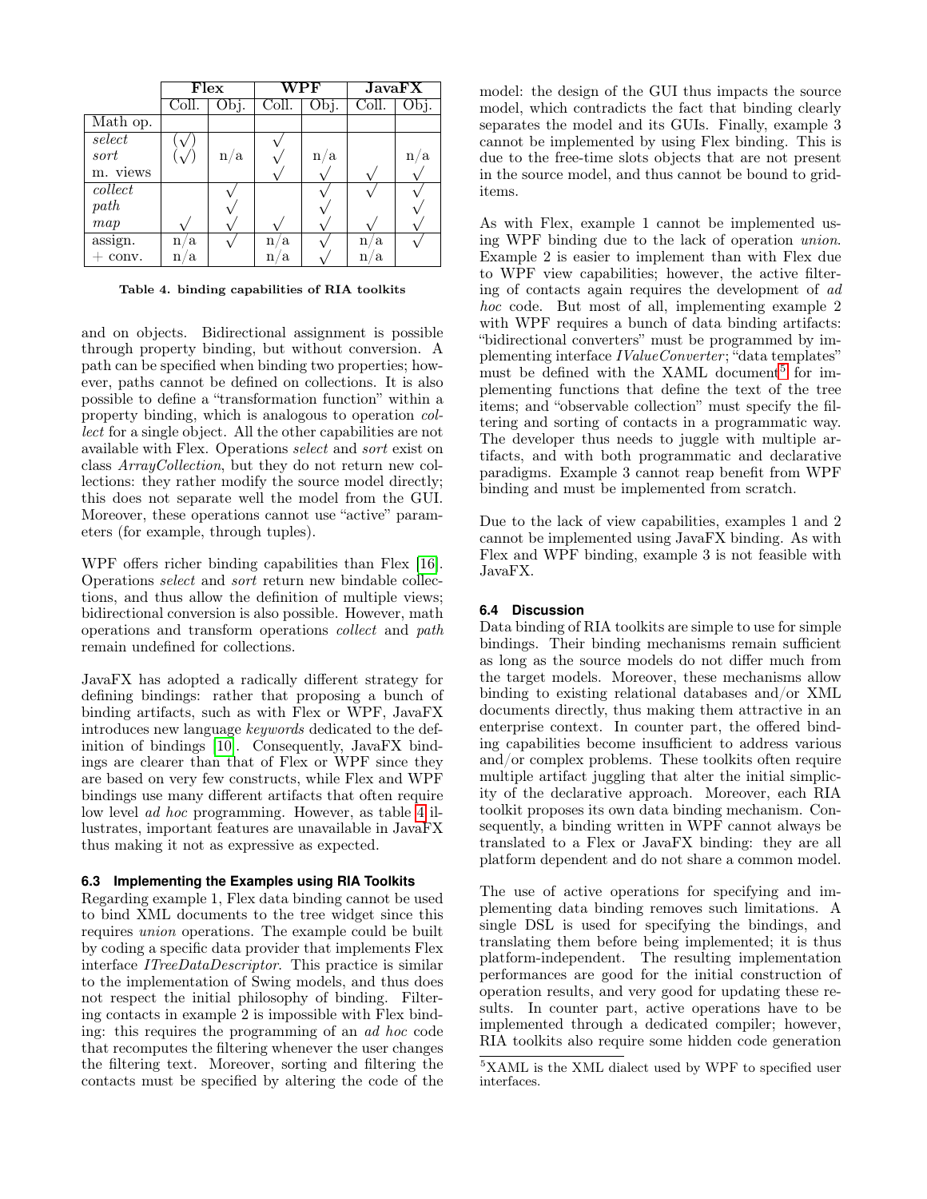| | Flex | | WPF | | JavaFX | |
|---|---|---|---|---|---|---|
| | Coll. | Obj. | Coll. | Obj. | Coll. | Obj. |
| Math op. | | | | | | |
| *select* | (√) | | √ | | | |
| *sort* | (√) | n/a | √ | n/a | | n/a |
| m. views | | | √ | √ | √ | √ |
| *collect* | | √ | | √ | √ | √ |
| *path* | | √ | | √ | | √ |
| *map* | √ | √ | √ | √ | √ | √ |
| assign. | n/a | √ | n/a | √ | n/a | √ |
| + conv. | n/a | | n/a | √ | n/a | |

**Table 4. binding capabilities of RIA toolkits**

and on objects. Bidirectional assignment is possible through property binding, but without conversion. A path can be specified when binding two properties; however, paths cannot be defined on collections. It is also possible to define a "transformation function" within a property binding, which is analogous to operation *collect* for a single object. All the other capabilities are not available with Flex. Operations *select* and *sort* exist on class *ArrayCollection*, but they do not return new collections: they rather modify the source model directly; this does not separate well the model from the GUI. Moreover, these operations cannot use "active" parameters (for example, through tuples).

WPF offers richer binding capabilities than Flex [16]. Operations *select* and *sort* return new bindable collections, and thus allow the definition of multiple views; bidirectional conversion is also possible. However, math operations and transform operations *collect* and *path* remain undefined for collections.

JavaFX has adopted a radically different strategy for defining bindings: rather that proposing a bunch of binding artifacts, such as with Flex or WPF, JavaFX introduces new language *keywords* dedicated to the definition of bindings [10]. Consequently, JavaFX bindings are clearer than that of Flex or WPF since they are based on very few constructs, while Flex and WPF bindings use many different artifacts that often require low level *ad hoc* programming. However, as table 4 illustrates, important features are unavailable in JavaFX thus making it not as expressive as expected.

### 6.3 Implementing the Examples using RIA Toolkits

Regarding example 1, Flex data binding cannot be used to bind XML documents to the tree widget since this requires *union* operations. The example could be built by coding a specific data provider that implements Flex interface *ITreeDataDescriptor*. This practice is similar to the implementation of Swing models, and thus does not respect the initial philosophy of binding. Filtering contacts in example 2 is impossible with Flex binding: this requires the programming of an *ad hoc* code that recomputes the filtering whenever the user changes the filtering text. Moreover, sorting and filtering the contacts must be specified by altering the code of the model: the design of the GUI thus impacts the source model, which contradicts the fact that binding clearly separates the model and its GUIs. Finally, example 3 cannot be implemented by using Flex binding. This is due to the free-time slots objects that are not present in the source model, and thus cannot be bound to grid-items.

As with Flex, example 1 cannot be implemented using WPF binding due to the lack of operation *union*. Example 2 is easier to implement than with Flex due to WPF view capabilities; however, the active filtering of contacts again requires the development of *ad hoc* code. But most of all, implementing example 2 with WPF requires a bunch of data binding artifacts: "bidirectional converters" must be programmed by implementing interface *IValueConverter*; "data templates" must be defined with the XAML document[5] for implementing functions that define the text of the tree items; and "observable collection" must specify the filtering and sorting of contacts in a programmatic way. The developer thus needs to juggle with multiple artifacts, and with both programmatic and declarative paradigms. Example 3 cannot reap benefit from WPF binding and must be implemented from scratch.

Due to the lack of view capabilities, examples 1 and 2 cannot be implemented using JavaFX binding. As with Flex and WPF binding, example 3 is not feasible with JavaFX.

### 6.4 Discussion

Data binding of RIA toolkits are simple to use for simple bindings. Their binding mechanisms remain sufficient as long as the source models do not differ much from the target models. Moreover, these mechanisms allow binding to existing relational databases and/or XML documents directly, thus making them attractive in an enterprise context. In counter part, the offered binding capabilities become insufficient to address various and/or complex problems. These toolkits often require multiple artifact juggling that alter the initial simplicity of the declarative approach. Moreover, each RIA toolkit proposes its own data binding mechanism. Consequently, a binding written in WPF cannot always be translated to a Flex or JavaFX binding: they are all platform dependent and do not share a common model.

The use of active operations for specifying and implementing data binding removes such limitations. A single DSL is used for specifying the bindings, and translating them before being implemented; it is thus platform-independent. The resulting implementation performances are good for the initial construction of operation results, and very good for updating these results. In counter part, active operations have to be implemented through a dedicated compiler; however, RIA toolkits also require some hidden code generation

[5] XAML is the XML dialect used by WPF to specified user interfaces.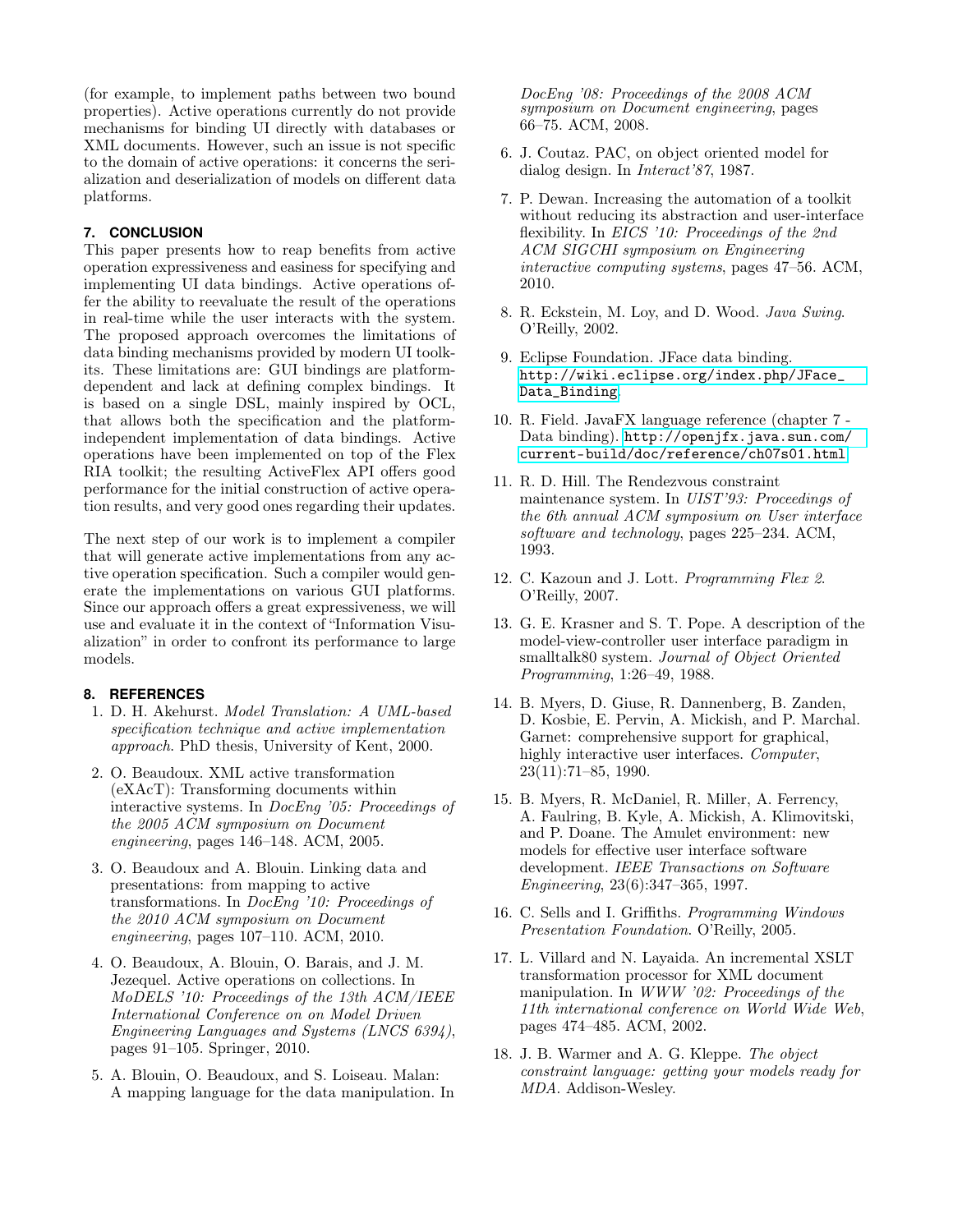(for example, to implement paths between two bound properties). Active operations currently do not provide mechanisms for binding UI directly with databases or XML documents. However, such an issue is not specific to the domain of active operations: it concerns the serialization and deserialization of models on different data platforms.

## 7. CONCLUSION

This paper presents how to reap benefits from active operation expressiveness and easiness for specifying and implementing UI data bindings. Active operations offer the ability to reevaluate the result of the operations in real-time while the user interacts with the system. The proposed approach overcomes the limitations of data binding mechanisms provided by modern UI toolkits. These limitations are: GUI bindings are platform-dependent and lack at defining complex bindings. It is based on a single DSL, mainly inspired by OCL, that allows both the specification and the platform-independent implementation of data bindings. Active operations have been implemented on top of the Flex RIA toolkit; the resulting ActiveFlex API offers good performance for the initial construction of active operation results, and very good ones regarding their updates.

The next step of our work is to implement a compiler that will generate active implementations from any active operation specification. Such a compiler would generate the implementations on various GUI platforms. Since our approach offers a great expressiveness, we will use and evaluate it in the context of "Information Visualization" in order to confront its performance to large models.

## 8. REFERENCES

1. D. H. Akehurst. *Model Translation: A UML-based specification technique and active implementation approach*. PhD thesis, University of Kent, 2000.
2. O. Beaudoux. XML active transformation (eXAcT): Transforming documents within interactive systems. In *DocEng '05: Proceedings of the 2005 ACM symposium on Document engineering*, pages 146–148. ACM, 2005.
3. O. Beaudoux and A. Blouin. Linking data and presentations: from mapping to active transformations. In *DocEng '10: Proceedings of the 2010 ACM symposium on Document engineering*, pages 107–110. ACM, 2010.
4. O. Beaudoux, A. Blouin, O. Barais, and J. M. Jezequel. Active operations on collections. In *MoDELS '10: Proceedings of the 13th ACM/IEEE International Conference on on Model Driven Engineering Languages and Systems (LNCS 6394)*, pages 91–105. Springer, 2010.
5. A. Blouin, O. Beaudoux, and S. Loiseau. Malan: A mapping language for the data manipulation. In *DocEng '08: Proceedings of the 2008 ACM symposium on Document engineering*, pages 66–75. ACM, 2008.
6. J. Coutaz. PAC, on object oriented model for dialog design. In *Interact'87*, 1987.
7. P. Dewan. Increasing the automation of a toolkit without reducing its abstraction and user-interface flexibility. In *EICS '10: Proceedings of the 2nd ACM SIGCHI symposium on Engineering interactive computing systems*, pages 47–56. ACM, 2010.
8. R. Eckstein, M. Loy, and D. Wood. *Java Swing*. O'Reilly, 2002.
9. Eclipse Foundation. JFace data binding. http://wiki.eclipse.org/index.php/JFace_Data_Binding.
10. R. Field. JavaFX language reference (chapter 7 - Data binding). http://openjfx.java.sun.com/current-build/doc/reference/ch07s01.html.
11. R. D. Hill. The Rendezvous constraint maintenance system. In *UIST'93: Proceedings of the 6th annual ACM symposium on User interface software and technology*, pages 225–234. ACM, 1993.
12. C. Kazoun and J. Lott. *Programming Flex 2*. O'Reilly, 2007.
13. G. E. Krasner and S. T. Pope. A description of the model-view-controller user interface paradigm in smalltalk80 system. *Journal of Object Oriented Programming*, 1:26–49, 1988.
14. B. Myers, D. Giuse, R. Dannenberg, B. Zanden, D. Kosbie, E. Pervin, A. Mickish, and P. Marchal. Garnet: comprehensive support for graphical, highly interactive user interfaces. *Computer*, 23(11):71–85, 1990.
15. B. Myers, R. McDaniel, R. Miller, A. Ferrency, A. Faulring, B. Kyle, A. Mickish, A. Klimovitski, and P. Doane. The Amulet environment: new models for effective user interface software development. *IEEE Transactions on Software Engineering*, 23(6):347–365, 1997.
16. C. Sells and I. Griffiths. *Programming Windows Presentation Foundation*. O'Reilly, 2005.
17. L. Villard and N. Layaida. An incremental XSLT transformation processor for XML document manipulation. In *WWW '02: Proceedings of the 11th international conference on World Wide Web*, pages 474–485. ACM, 2002.
18. J. B. Warmer and A. G. Kleppe. *The object constraint language: getting your models ready for MDA*. Addison-Wesley.